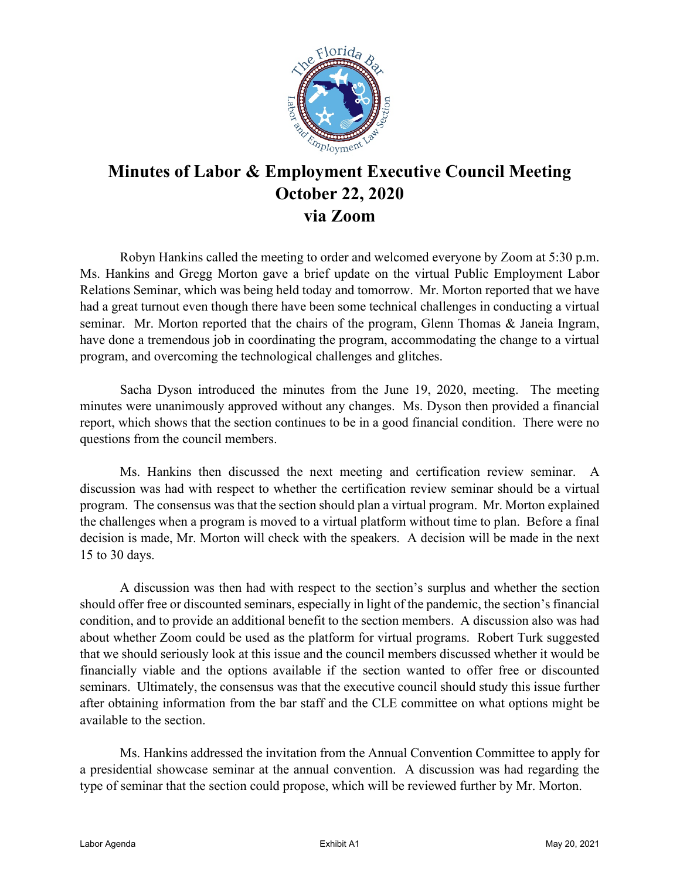# Minutes of Labor & Employment Executive Council Meeting
# October 22, 2020
# via Zoom

Robyn Hankins called the meeting to order and welcomed everyone by Zoom at 5:30 p.m. Ms. Hankins and Gregg Morton gave a brief update on the virtual Public Employment Labor Relations Seminar, which was being held today and tomorrow. Mr. Morton reported that we have had a great turnout even though there have been some technical challenges in conducting a virtual seminar. Mr. Morton reported that the chairs of the program, Glenn Thomas & Janeia Ingram, have done a tremendous job in coordinating the program, accommodating the change to a virtual program, and overcoming the technological challenges and glitches.

Sacha Dyson introduced the minutes from the June 19, 2020, meeting. The meeting minutes were unanimously approved without any changes. Ms. Dyson then provided a financial report, which shows that the section continues to be in a good financial condition. There were no questions from the council members.

Ms. Hankins then discussed the next meeting and certification review seminar. A discussion was had with respect to whether the certification review seminar should be a virtual program. The consensus was that the section should plan a virtual program. Mr. Morton explained the challenges when a program is moved to a virtual platform without time to plan. Before a final decision is made, Mr. Morton will check with the speakers. A decision will be made in the next 15 to 30 days.

A discussion was then had with respect to the section's surplus and whether the section should offer free or discounted seminars, especially in light of the pandemic, the section's financial condition, and to provide an additional benefit to the section members. A discussion also was had about whether Zoom could be used as the platform for virtual programs. Robert Turk suggested that we should seriously look at this issue and the council members discussed whether it would be financially viable and the options available if the section wanted to offer free or discounted seminars. Ultimately, the consensus was that the executive council should study this issue further after obtaining information from the bar staff and the CLE committee on what options might be available to the section.

Ms. Hankins addressed the invitation from the Annual Convention Committee to apply for a presidential showcase seminar at the annual convention. A discussion was had regarding the type of seminar that the section could propose, which will be reviewed further by Mr. Morton.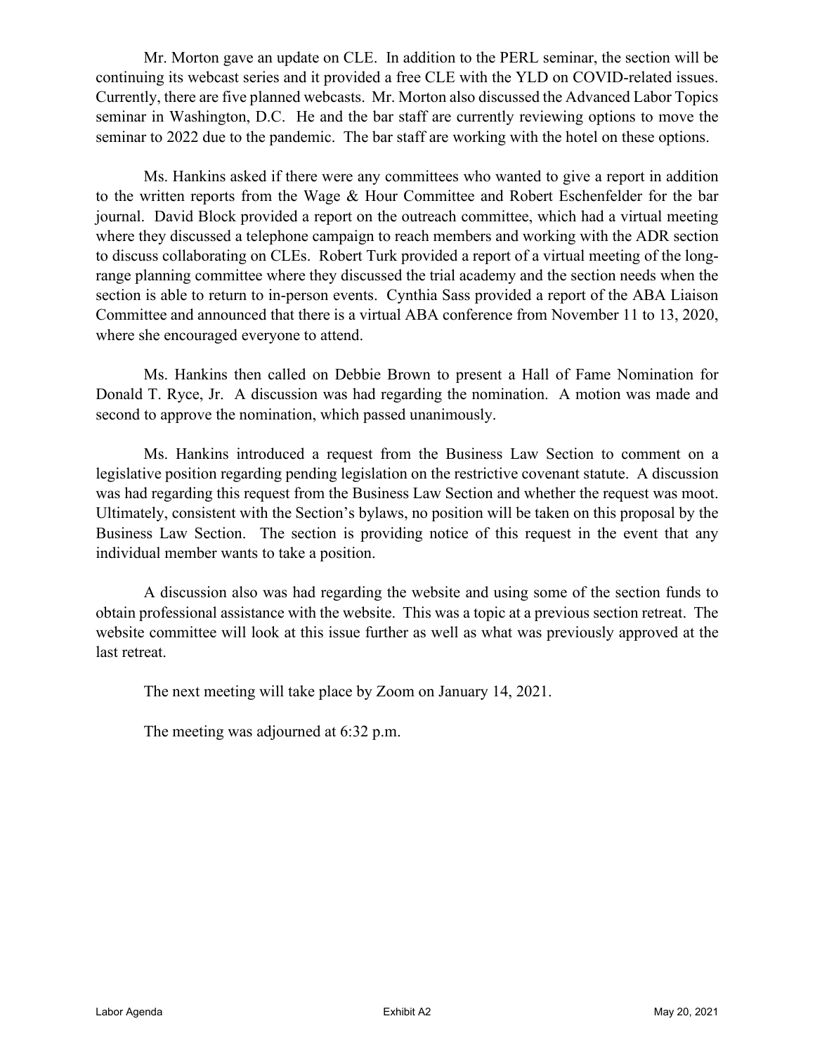Mr. Morton gave an update on CLE. In addition to the PERL seminar, the section will be continuing its webcast series and it provided a free CLE with the YLD on COVID-related issues. Currently, there are five planned webcasts. Mr. Morton also discussed the Advanced Labor Topics seminar in Washington, D.C. He and the bar staff are currently reviewing options to move the seminar to 2022 due to the pandemic. The bar staff are working with the hotel on these options.

Ms. Hankins asked if there were any committees who wanted to give a report in addition to the written reports from the Wage & Hour Committee and Robert Eschenfelder for the bar journal. David Block provided a report on the outreach committee, which had a virtual meeting where they discussed a telephone campaign to reach members and working with the ADR section to discuss collaborating on CLEs. Robert Turk provided a report of a virtual meeting of the long-range planning committee where they discussed the trial academy and the section needs when the section is able to return to in-person events. Cynthia Sass provided a report of the ABA Liaison Committee and announced that there is a virtual ABA conference from November 11 to 13, 2020, where she encouraged everyone to attend.

Ms. Hankins then called on Debbie Brown to present a Hall of Fame Nomination for Donald T. Ryce, Jr. A discussion was had regarding the nomination. A motion was made and second to approve the nomination, which passed unanimously.

Ms. Hankins introduced a request from the Business Law Section to comment on a legislative position regarding pending legislation on the restrictive covenant statute. A discussion was had regarding this request from the Business Law Section and whether the request was moot. Ultimately, consistent with the Section's bylaws, no position will be taken on this proposal by the Business Law Section. The section is providing notice of this request in the event that any individual member wants to take a position.

A discussion also was had regarding the website and using some of the section funds to obtain professional assistance with the website. This was a topic at a previous section retreat. The website committee will look at this issue further as well as what was previously approved at the last retreat.

The next meeting will take place by Zoom on January 14, 2021.

The meeting was adjourned at 6:32 p.m.